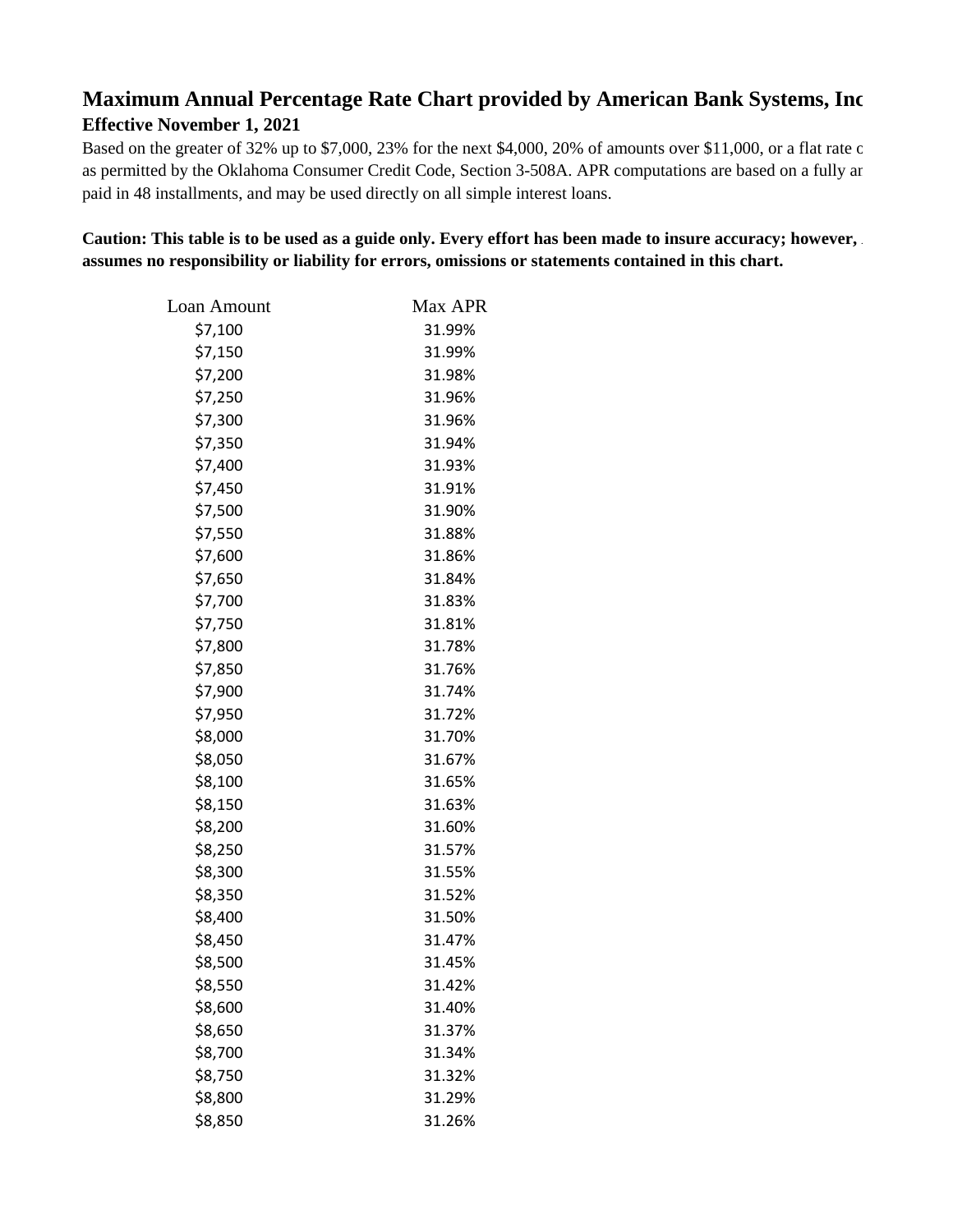# Maximum Annual Percentage Rate Chart provided by American Bank Systems, Inc

**Effective November 1, 2021**

Based on the greater of 32% up to $7,000, 23% for the next $4,000, 20% of amounts over $11,000, or a flat rate c as permitted by the Oklahoma Consumer Credit Code, Section 3-508A. APR computations are based on a fully ar paid in 48 installments, and may be used directly on all simple interest loans.

**Caution: This table is to be used as a guide only. Every effort has been made to insure accuracy; however, . assumes no responsibility or liability for errors, omissions or statements contained in this chart.**

| Loan Amount | Max APR |
|---|---|
| $7,100 | 31.99% |
| $7,150 | 31.99% |
| $7,200 | 31.98% |
| $7,250 | 31.96% |
| $7,300 | 31.96% |
| $7,350 | 31.94% |
| $7,400 | 31.93% |
| $7,450 | 31.91% |
| $7,500 | 31.90% |
| $7,550 | 31.88% |
| $7,600 | 31.86% |
| $7,650 | 31.84% |
| $7,700 | 31.83% |
| $7,750 | 31.81% |
| $7,800 | 31.78% |
| $7,850 | 31.76% |
| $7,900 | 31.74% |
| $7,950 | 31.72% |
| $8,000 | 31.70% |
| $8,050 | 31.67% |
| $8,100 | 31.65% |
| $8,150 | 31.63% |
| $8,200 | 31.60% |
| $8,250 | 31.57% |
| $8,300 | 31.55% |
| $8,350 | 31.52% |
| $8,400 | 31.50% |
| $8,450 | 31.47% |
| $8,500 | 31.45% |
| $8,550 | 31.42% |
| $8,600 | 31.40% |
| $8,650 | 31.37% |
| $8,700 | 31.34% |
| $8,750 | 31.32% |
| $8,800 | 31.29% |
| $8,850 | 31.26% |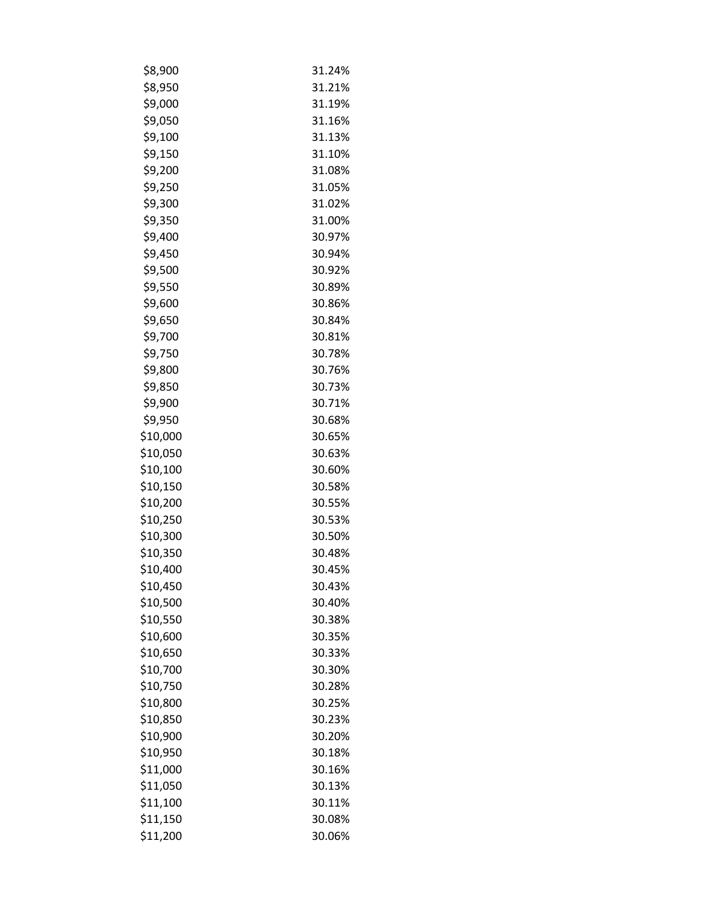| | |
|---|---|
| $8,900 | 31.24% |
| $8,950 | 31.21% |
| $9,000 | 31.19% |
| $9,050 | 31.16% |
| $9,100 | 31.13% |
| $9,150 | 31.10% |
| $9,200 | 31.08% |
| $9,250 | 31.05% |
| $9,300 | 31.02% |
| $9,350 | 31.00% |
| $9,400 | 30.97% |
| $9,450 | 30.94% |
| $9,500 | 30.92% |
| $9,550 | 30.89% |
| $9,600 | 30.86% |
| $9,650 | 30.84% |
| $9,700 | 30.81% |
| $9,750 | 30.78% |
| $9,800 | 30.76% |
| $9,850 | 30.73% |
| $9,900 | 30.71% |
| $9,950 | 30.68% |
| $10,000 | 30.65% |
| $10,050 | 30.63% |
| $10,100 | 30.60% |
| $10,150 | 30.58% |
| $10,200 | 30.55% |
| $10,250 | 30.53% |
| $10,300 | 30.50% |
| $10,350 | 30.48% |
| $10,400 | 30.45% |
| $10,450 | 30.43% |
| $10,500 | 30.40% |
| $10,550 | 30.38% |
| $10,600 | 30.35% |
| $10,650 | 30.33% |
| $10,700 | 30.30% |
| $10,750 | 30.28% |
| $10,800 | 30.25% |
| $10,850 | 30.23% |
| $10,900 | 30.20% |
| $10,950 | 30.18% |
| $11,000 | 30.16% |
| $11,050 | 30.13% |
| $11,100 | 30.11% |
| $11,150 | 30.08% |
| $11,200 | 30.06% |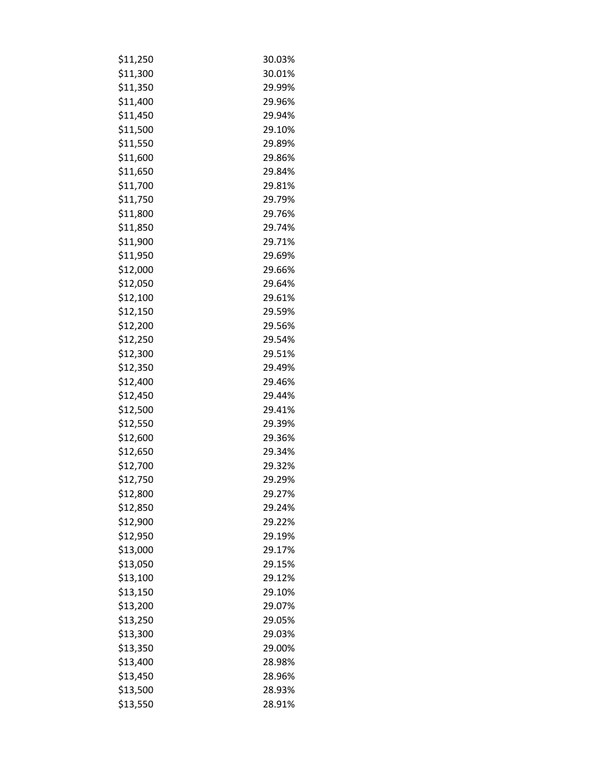| | |
|---|---|
| $11,250 | 30.03% |
| $11,300 | 30.01% |
| $11,350 | 29.99% |
| $11,400 | 29.96% |
| $11,450 | 29.94% |
| $11,500 | 29.10% |
| $11,550 | 29.89% |
| $11,600 | 29.86% |
| $11,650 | 29.84% |
| $11,700 | 29.81% |
| $11,750 | 29.79% |
| $11,800 | 29.76% |
| $11,850 | 29.74% |
| $11,900 | 29.71% |
| $11,950 | 29.69% |
| $12,000 | 29.66% |
| $12,050 | 29.64% |
| $12,100 | 29.61% |
| $12,150 | 29.59% |
| $12,200 | 29.56% |
| $12,250 | 29.54% |
| $12,300 | 29.51% |
| $12,350 | 29.49% |
| $12,400 | 29.46% |
| $12,450 | 29.44% |
| $12,500 | 29.41% |
| $12,550 | 29.39% |
| $12,600 | 29.36% |
| $12,650 | 29.34% |
| $12,700 | 29.32% |
| $12,750 | 29.29% |
| $12,800 | 29.27% |
| $12,850 | 29.24% |
| $12,900 | 29.22% |
| $12,950 | 29.19% |
| $13,000 | 29.17% |
| $13,050 | 29.15% |
| $13,100 | 29.12% |
| $13,150 | 29.10% |
| $13,200 | 29.07% |
| $13,250 | 29.05% |
| $13,300 | 29.03% |
| $13,350 | 29.00% |
| $13,400 | 28.98% |
| $13,450 | 28.96% |
| $13,500 | 28.93% |
| $13,550 | 28.91% |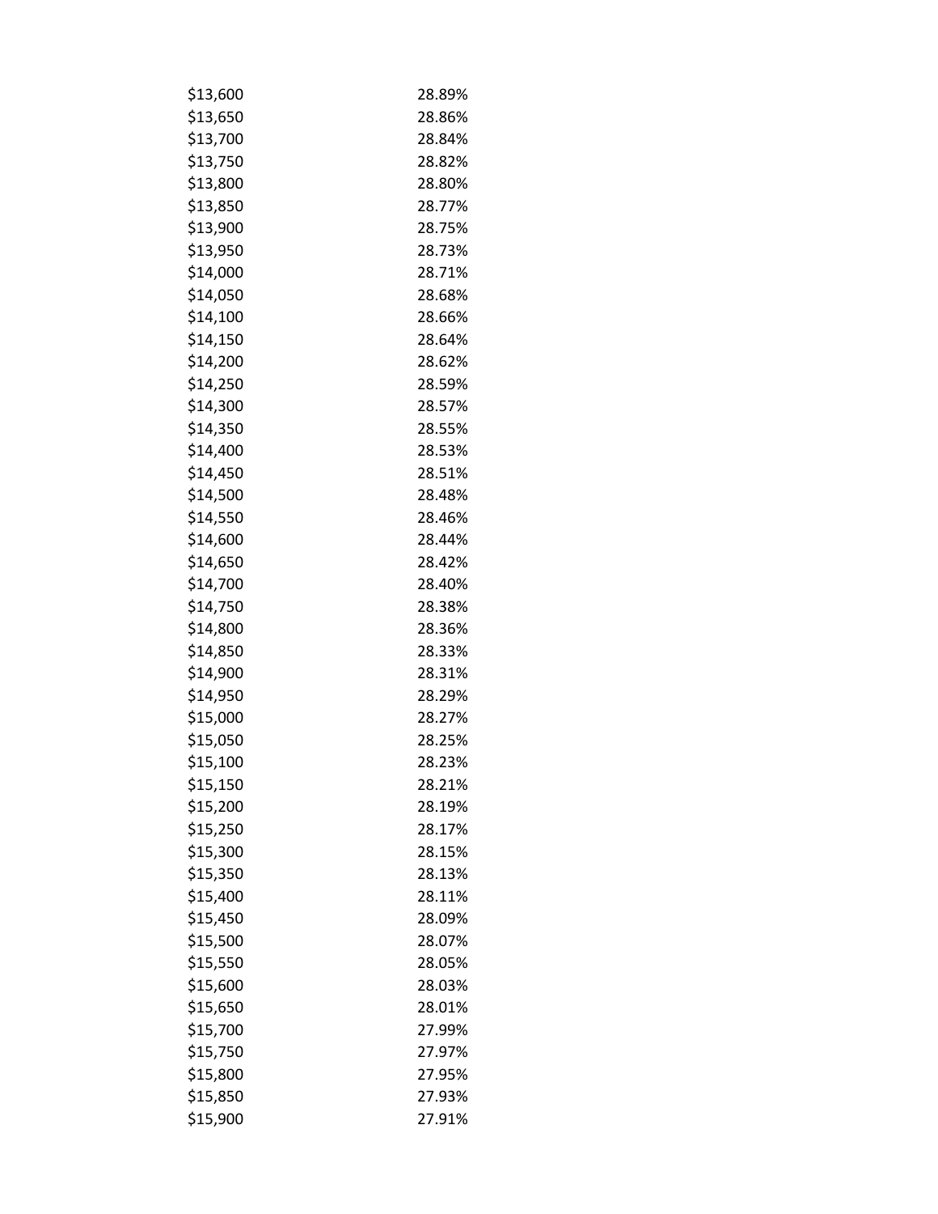| | |
|---|---|
| $13,600 | 28.89% |
| $13,650 | 28.86% |
| $13,700 | 28.84% |
| $13,750 | 28.82% |
| $13,800 | 28.80% |
| $13,850 | 28.77% |
| $13,900 | 28.75% |
| $13,950 | 28.73% |
| $14,000 | 28.71% |
| $14,050 | 28.68% |
| $14,100 | 28.66% |
| $14,150 | 28.64% |
| $14,200 | 28.62% |
| $14,250 | 28.59% |
| $14,300 | 28.57% |
| $14,350 | 28.55% |
| $14,400 | 28.53% |
| $14,450 | 28.51% |
| $14,500 | 28.48% |
| $14,550 | 28.46% |
| $14,600 | 28.44% |
| $14,650 | 28.42% |
| $14,700 | 28.40% |
| $14,750 | 28.38% |
| $14,800 | 28.36% |
| $14,850 | 28.33% |
| $14,900 | 28.31% |
| $14,950 | 28.29% |
| $15,000 | 28.27% |
| $15,050 | 28.25% |
| $15,100 | 28.23% |
| $15,150 | 28.21% |
| $15,200 | 28.19% |
| $15,250 | 28.17% |
| $15,300 | 28.15% |
| $15,350 | 28.13% |
| $15,400 | 28.11% |
| $15,450 | 28.09% |
| $15,500 | 28.07% |
| $15,550 | 28.05% |
| $15,600 | 28.03% |
| $15,650 | 28.01% |
| $15,700 | 27.99% |
| $15,750 | 27.97% |
| $15,800 | 27.95% |
| $15,850 | 27.93% |
| $15,900 | 27.91% |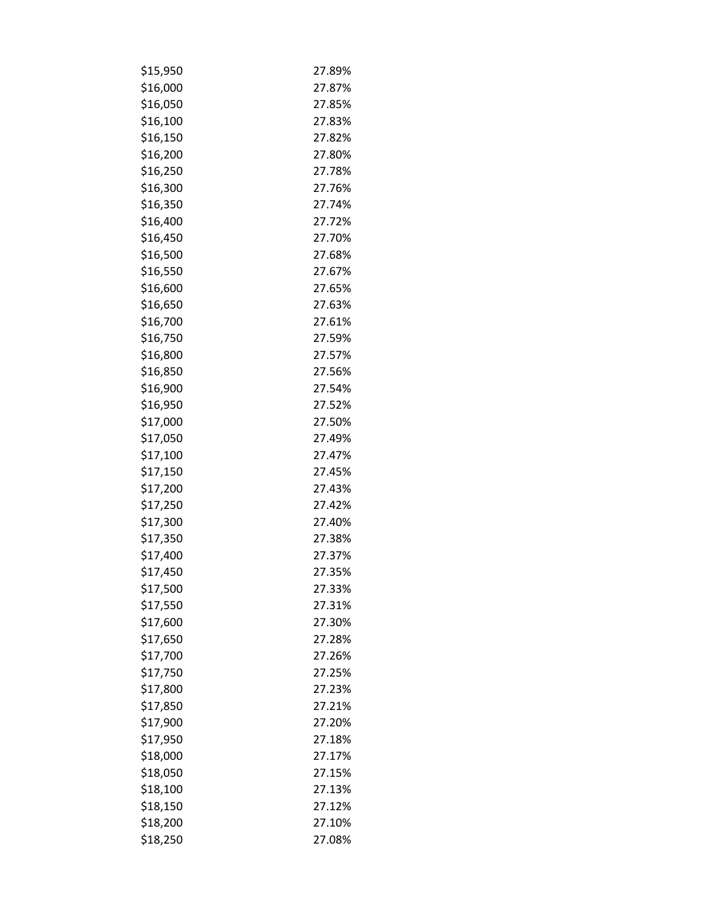| | |
|---|---|
| $15,950 | 27.89% |
| $16,000 | 27.87% |
| $16,050 | 27.85% |
| $16,100 | 27.83% |
| $16,150 | 27.82% |
| $16,200 | 27.80% |
| $16,250 | 27.78% |
| $16,300 | 27.76% |
| $16,350 | 27.74% |
| $16,400 | 27.72% |
| $16,450 | 27.70% |
| $16,500 | 27.68% |
| $16,550 | 27.67% |
| $16,600 | 27.65% |
| $16,650 | 27.63% |
| $16,700 | 27.61% |
| $16,750 | 27.59% |
| $16,800 | 27.57% |
| $16,850 | 27.56% |
| $16,900 | 27.54% |
| $16,950 | 27.52% |
| $17,000 | 27.50% |
| $17,050 | 27.49% |
| $17,100 | 27.47% |
| $17,150 | 27.45% |
| $17,200 | 27.43% |
| $17,250 | 27.42% |
| $17,300 | 27.40% |
| $17,350 | 27.38% |
| $17,400 | 27.37% |
| $17,450 | 27.35% |
| $17,500 | 27.33% |
| $17,550 | 27.31% |
| $17,600 | 27.30% |
| $17,650 | 27.28% |
| $17,700 | 27.26% |
| $17,750 | 27.25% |
| $17,800 | 27.23% |
| $17,850 | 27.21% |
| $17,900 | 27.20% |
| $17,950 | 27.18% |
| $18,000 | 27.17% |
| $18,050 | 27.15% |
| $18,100 | 27.13% |
| $18,150 | 27.12% |
| $18,200 | 27.10% |
| $18,250 | 27.08% |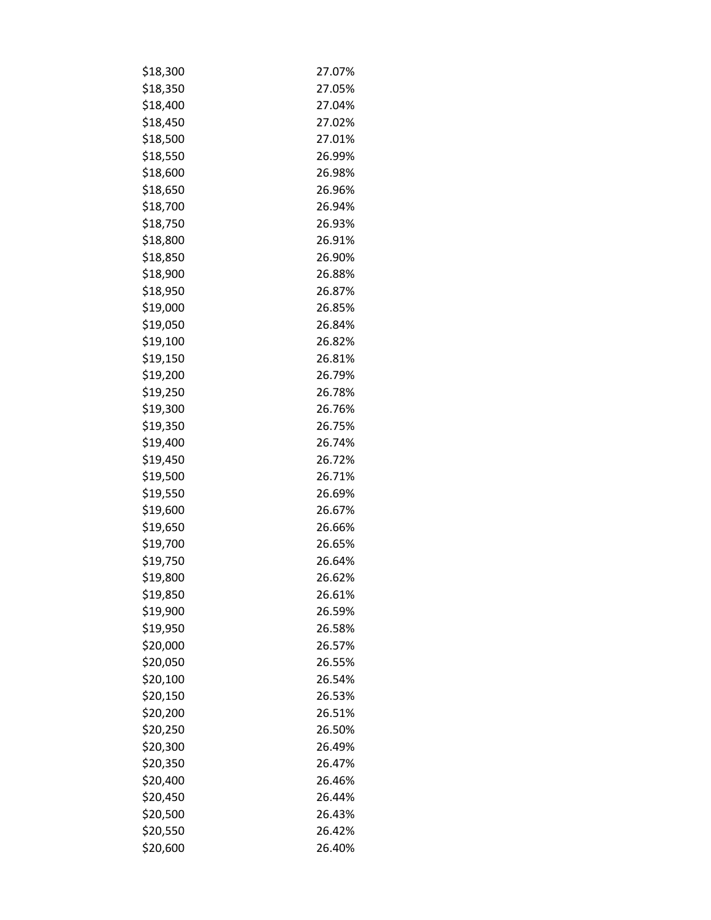| | |
|---|---|
| $18,300 | 27.07% |
| $18,350 | 27.05% |
| $18,400 | 27.04% |
| $18,450 | 27.02% |
| $18,500 | 27.01% |
| $18,550 | 26.99% |
| $18,600 | 26.98% |
| $18,650 | 26.96% |
| $18,700 | 26.94% |
| $18,750 | 26.93% |
| $18,800 | 26.91% |
| $18,850 | 26.90% |
| $18,900 | 26.88% |
| $18,950 | 26.87% |
| $19,000 | 26.85% |
| $19,050 | 26.84% |
| $19,100 | 26.82% |
| $19,150 | 26.81% |
| $19,200 | 26.79% |
| $19,250 | 26.78% |
| $19,300 | 26.76% |
| $19,350 | 26.75% |
| $19,400 | 26.74% |
| $19,450 | 26.72% |
| $19,500 | 26.71% |
| $19,550 | 26.69% |
| $19,600 | 26.67% |
| $19,650 | 26.66% |
| $19,700 | 26.65% |
| $19,750 | 26.64% |
| $19,800 | 26.62% |
| $19,850 | 26.61% |
| $19,900 | 26.59% |
| $19,950 | 26.58% |
| $20,000 | 26.57% |
| $20,050 | 26.55% |
| $20,100 | 26.54% |
| $20,150 | 26.53% |
| $20,200 | 26.51% |
| $20,250 | 26.50% |
| $20,300 | 26.49% |
| $20,350 | 26.47% |
| $20,400 | 26.46% |
| $20,450 | 26.44% |
| $20,500 | 26.43% |
| $20,550 | 26.42% |
| $20,600 | 26.40% |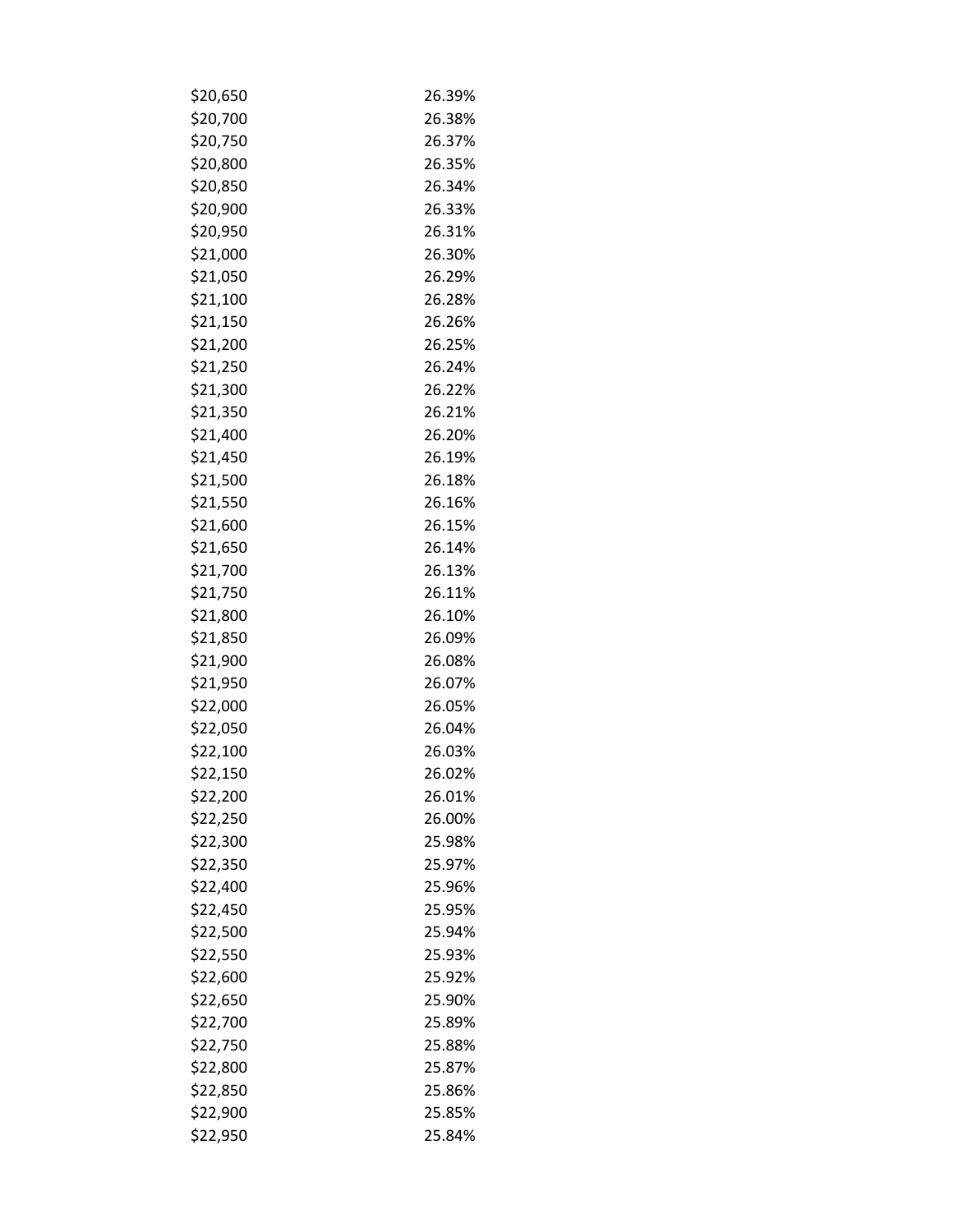| | |
|---|---|
| $20,650 | 26.39% |
| $20,700 | 26.38% |
| $20,750 | 26.37% |
| $20,800 | 26.35% |
| $20,850 | 26.34% |
| $20,900 | 26.33% |
| $20,950 | 26.31% |
| $21,000 | 26.30% |
| $21,050 | 26.29% |
| $21,100 | 26.28% |
| $21,150 | 26.26% |
| $21,200 | 26.25% |
| $21,250 | 26.24% |
| $21,300 | 26.22% |
| $21,350 | 26.21% |
| $21,400 | 26.20% |
| $21,450 | 26.19% |
| $21,500 | 26.18% |
| $21,550 | 26.16% |
| $21,600 | 26.15% |
| $21,650 | 26.14% |
| $21,700 | 26.13% |
| $21,750 | 26.11% |
| $21,800 | 26.10% |
| $21,850 | 26.09% |
| $21,900 | 26.08% |
| $21,950 | 26.07% |
| $22,000 | 26.05% |
| $22,050 | 26.04% |
| $22,100 | 26.03% |
| $22,150 | 26.02% |
| $22,200 | 26.01% |
| $22,250 | 26.00% |
| $22,300 | 25.98% |
| $22,350 | 25.97% |
| $22,400 | 25.96% |
| $22,450 | 25.95% |
| $22,500 | 25.94% |
| $22,550 | 25.93% |
| $22,600 | 25.92% |
| $22,650 | 25.90% |
| $22,700 | 25.89% |
| $22,750 | 25.88% |
| $22,800 | 25.87% |
| $22,850 | 25.86% |
| $22,900 | 25.85% |
| $22,950 | 25.84% |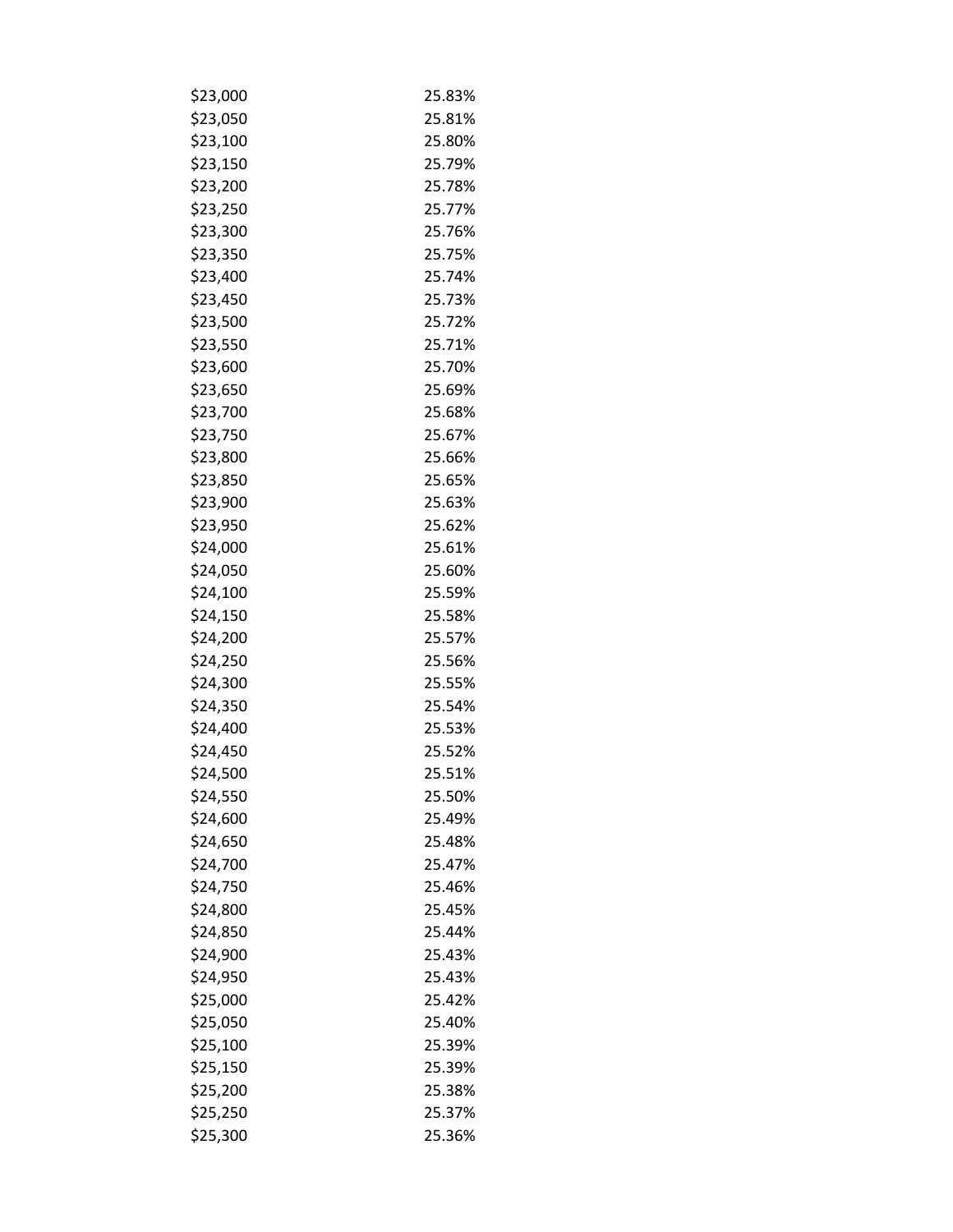| | |
|---|---|
| $23,000 | 25.83% |
| $23,050 | 25.81% |
| $23,100 | 25.80% |
| $23,150 | 25.79% |
| $23,200 | 25.78% |
| $23,250 | 25.77% |
| $23,300 | 25.76% |
| $23,350 | 25.75% |
| $23,400 | 25.74% |
| $23,450 | 25.73% |
| $23,500 | 25.72% |
| $23,550 | 25.71% |
| $23,600 | 25.70% |
| $23,650 | 25.69% |
| $23,700 | 25.68% |
| $23,750 | 25.67% |
| $23,800 | 25.66% |
| $23,850 | 25.65% |
| $23,900 | 25.63% |
| $23,950 | 25.62% |
| $24,000 | 25.61% |
| $24,050 | 25.60% |
| $24,100 | 25.59% |
| $24,150 | 25.58% |
| $24,200 | 25.57% |
| $24,250 | 25.56% |
| $24,300 | 25.55% |
| $24,350 | 25.54% |
| $24,400 | 25.53% |
| $24,450 | 25.52% |
| $24,500 | 25.51% |
| $24,550 | 25.50% |
| $24,600 | 25.49% |
| $24,650 | 25.48% |
| $24,700 | 25.47% |
| $24,750 | 25.46% |
| $24,800 | 25.45% |
| $24,850 | 25.44% |
| $24,900 | 25.43% |
| $24,950 | 25.43% |
| $25,000 | 25.42% |
| $25,050 | 25.40% |
| $25,100 | 25.39% |
| $25,150 | 25.39% |
| $25,200 | 25.38% |
| $25,250 | 25.37% |
| $25,300 | 25.36% |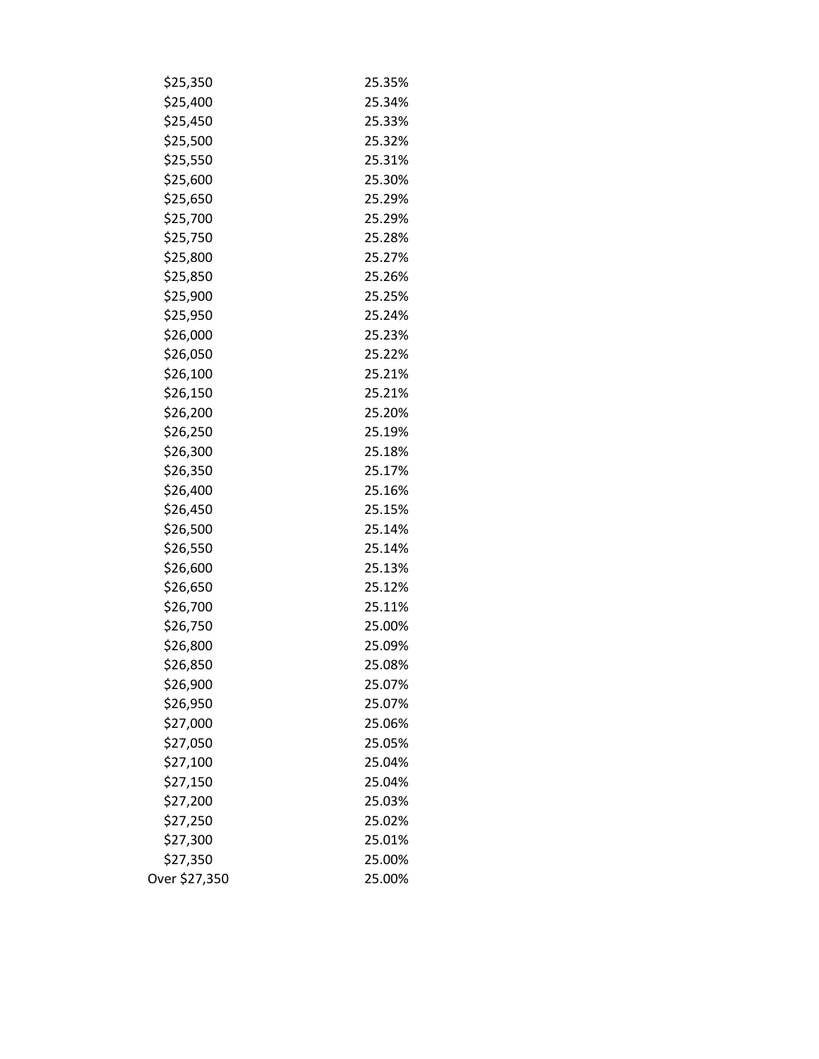| | |
|---|---|
| $25,350 | 25.35% |
| $25,400 | 25.34% |
| $25,450 | 25.33% |
| $25,500 | 25.32% |
| $25,550 | 25.31% |
| $25,600 | 25.30% |
| $25,650 | 25.29% |
| $25,700 | 25.29% |
| $25,750 | 25.28% |
| $25,800 | 25.27% |
| $25,850 | 25.26% |
| $25,900 | 25.25% |
| $25,950 | 25.24% |
| $26,000 | 25.23% |
| $26,050 | 25.22% |
| $26,100 | 25.21% |
| $26,150 | 25.21% |
| $26,200 | 25.20% |
| $26,250 | 25.19% |
| $26,300 | 25.18% |
| $26,350 | 25.17% |
| $26,400 | 25.16% |
| $26,450 | 25.15% |
| $26,500 | 25.14% |
| $26,550 | 25.14% |
| $26,600 | 25.13% |
| $26,650 | 25.12% |
| $26,700 | 25.11% |
| $26,750 | 25.00% |
| $26,800 | 25.09% |
| $26,850 | 25.08% |
| $26,900 | 25.07% |
| $26,950 | 25.07% |
| $27,000 | 25.06% |
| $27,050 | 25.05% |
| $27,100 | 25.04% |
| $27,150 | 25.04% |
| $27,200 | 25.03% |
| $27,250 | 25.02% |
| $27,300 | 25.01% |
| $27,350 | 25.00% |
| Over $27,350 | 25.00% |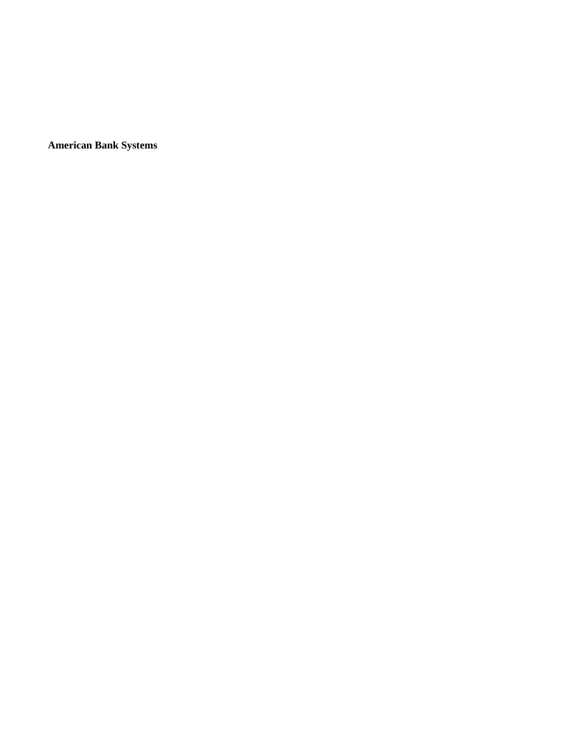**American Bank Systems**